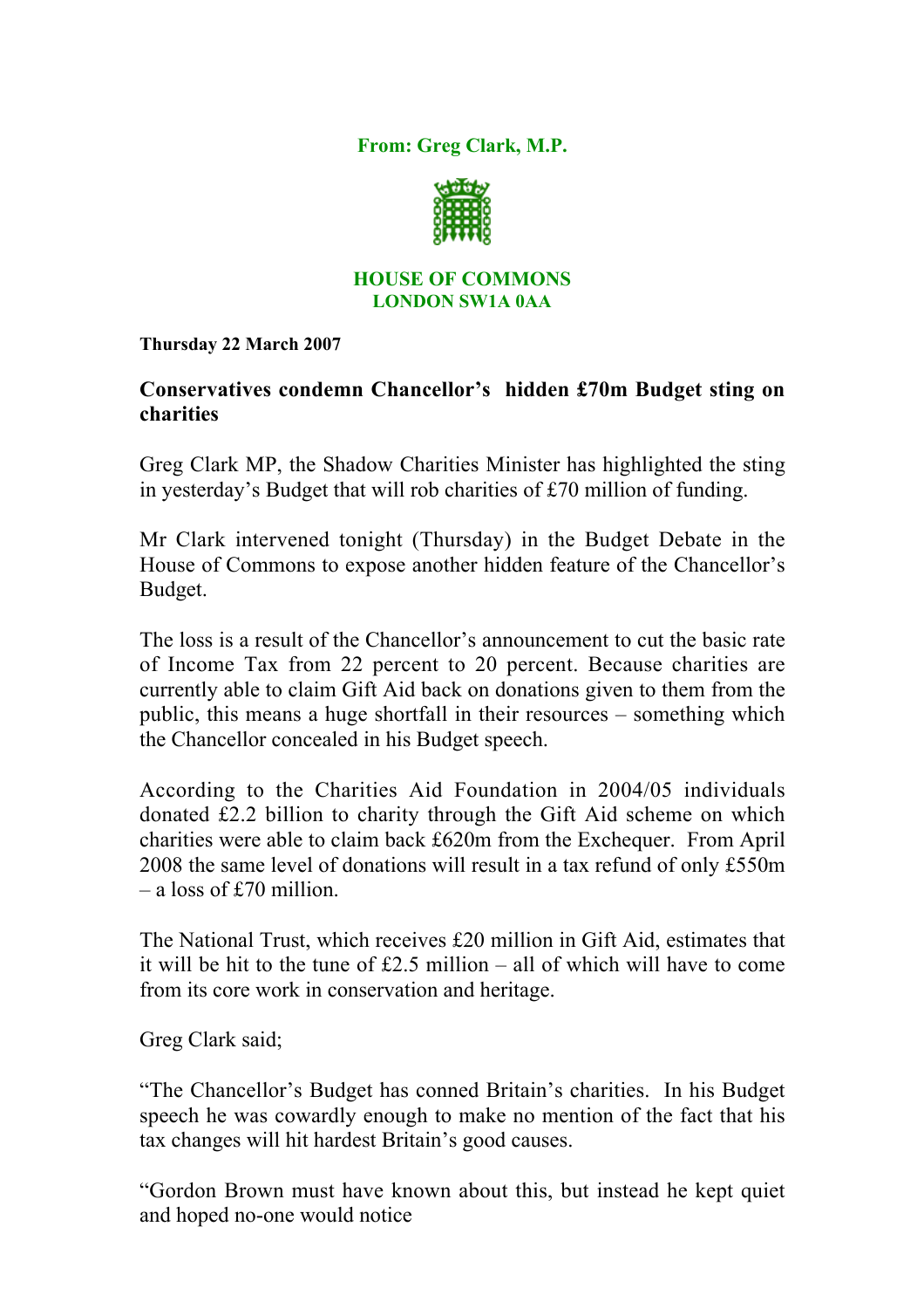**From: Greg Clark, M.P.**

**HOUSE OF COMMONS**
**LONDON SW1A 0AA**

**Thursday 22 March 2007**

## Conservatives condemn Chancellor's hidden £70m Budget sting on charities

Greg Clark MP, the Shadow Charities Minister has highlighted the sting in yesterday's Budget that will rob charities of £70 million of funding.

Mr Clark intervened tonight (Thursday) in the Budget Debate in the House of Commons to expose another hidden feature of the Chancellor's Budget.

The loss is a result of the Chancellor's announcement to cut the basic rate of Income Tax from 22 percent to 20 percent. Because charities are currently able to claim Gift Aid back on donations given to them from the public, this means a huge shortfall in their resources – something which the Chancellor concealed in his Budget speech.

According to the Charities Aid Foundation in 2004/05 individuals donated £2.2 billion to charity through the Gift Aid scheme on which charities were able to claim back £620m from the Exchequer. From April 2008 the same level of donations will result in a tax refund of only £550m – a loss of £70 million.

The National Trust, which receives £20 million in Gift Aid, estimates that it will be hit to the tune of £2.5 million – all of which will have to come from its core work in conservation and heritage.

Greg Clark said;

"The Chancellor's Budget has conned Britain's charities. In his Budget speech he was cowardly enough to make no mention of the fact that his tax changes will hit hardest Britain's good causes.

"Gordon Brown must have known about this, but instead he kept quiet and hoped no-one would notice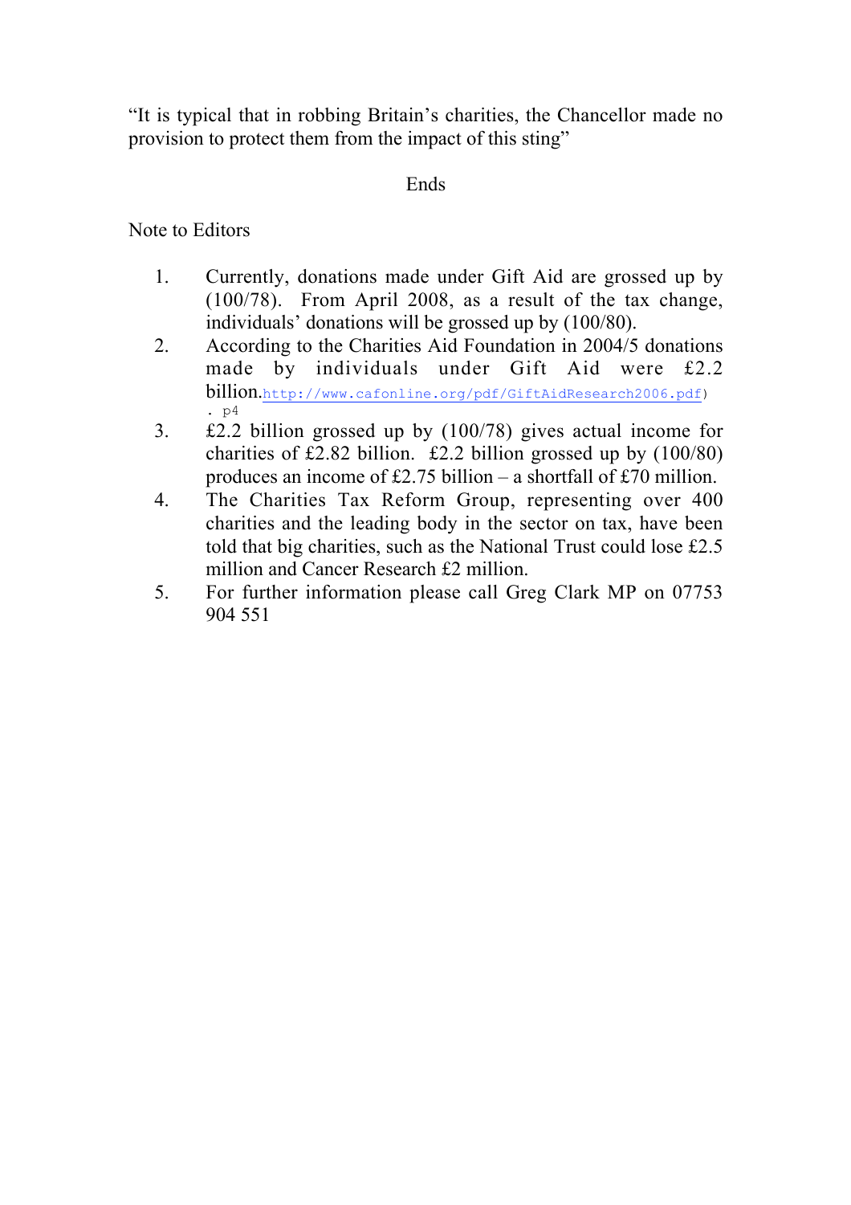"It is typical that in robbing Britain's charities, the Chancellor made no provision to protect them from the impact of this sting"

Ends

Note to Editors

1. Currently, donations made under Gift Aid are grossed up by (100/78). From April 2008, as a result of the tax change, individuals' donations will be grossed up by (100/80).
2. According to the Charities Aid Foundation in 2004/5 donations made by individuals under Gift Aid were £2.2 billion.http://www.cafonline.org/pdf/GiftAidResearch2006.pdf). p4
3. £2.2 billion grossed up by (100/78) gives actual income for charities of £2.82 billion. £2.2 billion grossed up by (100/80) produces an income of £2.75 billion – a shortfall of £70 million.
4. The Charities Tax Reform Group, representing over 400 charities and the leading body in the sector on tax, have been told that big charities, such as the National Trust could lose £2.5 million and Cancer Research £2 million.
5. For further information please call Greg Clark MP on 07753 904 551